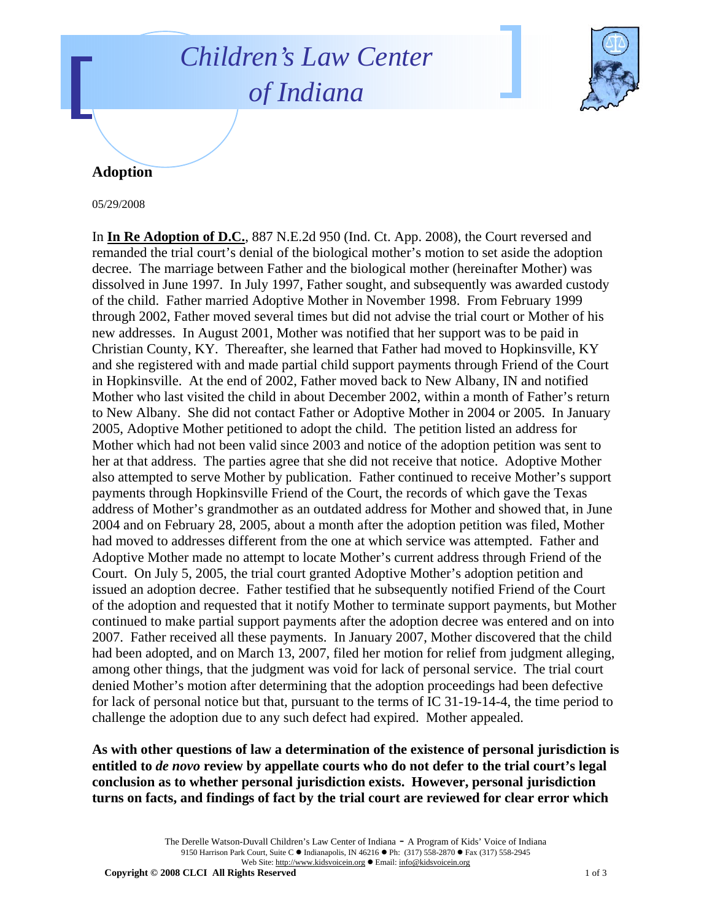# Children's Law Center of Indiana

## Adoption

05/29/2008

In **In Re Adoption of D.C.**, 887 N.E.2d 950 (Ind. Ct. App. 2008), the Court reversed and remanded the trial court's denial of the biological mother's motion to set aside the adoption decree. The marriage between Father and the biological mother (hereinafter Mother) was dissolved in June 1997. In July 1997, Father sought, and subsequently was awarded custody of the child. Father married Adoptive Mother in November 1998. From February 1999 through 2002, Father moved several times but did not advise the trial court or Mother of his new addresses. In August 2001, Mother was notified that her support was to be paid in Christian County, KY. Thereafter, she learned that Father had moved to Hopkinsville, KY and she registered with and made partial child support payments through Friend of the Court in Hopkinsville. At the end of 2002, Father moved back to New Albany, IN and notified Mother who last visited the child in about December 2002, within a month of Father's return to New Albany. She did not contact Father or Adoptive Mother in 2004 or 2005. In January 2005, Adoptive Mother petitioned to adopt the child. The petition listed an address for Mother which had not been valid since 2003 and notice of the adoption petition was sent to her at that address. The parties agree that she did not receive that notice. Adoptive Mother also attempted to serve Mother by publication. Father continued to receive Mother's support payments through Hopkinsville Friend of the Court, the records of which gave the Texas address of Mother's grandmother as an outdated address for Mother and showed that, in June 2004 and on February 28, 2005, about a month after the adoption petition was filed, Mother had moved to addresses different from the one at which service was attempted. Father and Adoptive Mother made no attempt to locate Mother's current address through Friend of the Court. On July 5, 2005, the trial court granted Adoptive Mother's adoption petition and issued an adoption decree. Father testified that he subsequently notified Friend of the Court of the adoption and requested that it notify Mother to terminate support payments, but Mother continued to make partial support payments after the adoption decree was entered and on into 2007. Father received all these payments. In January 2007, Mother discovered that the child had been adopted, and on March 13, 2007, filed her motion for relief from judgment alleging, among other things, that the judgment was void for lack of personal service. The trial court denied Mother's motion after determining that the adoption proceedings had been defective for lack of personal notice but that, pursuant to the terms of IC 31-19-14-4, the time period to challenge the adoption due to any such defect had expired. Mother appealed.

**As with other questions of law a determination of the existence of personal jurisdiction is entitled to *de novo* review by appellate courts who do not defer to the trial court's legal conclusion as to whether personal jurisdiction exists. However, personal jurisdiction turns on facts, and findings of fact by the trial court are reviewed for clear error which**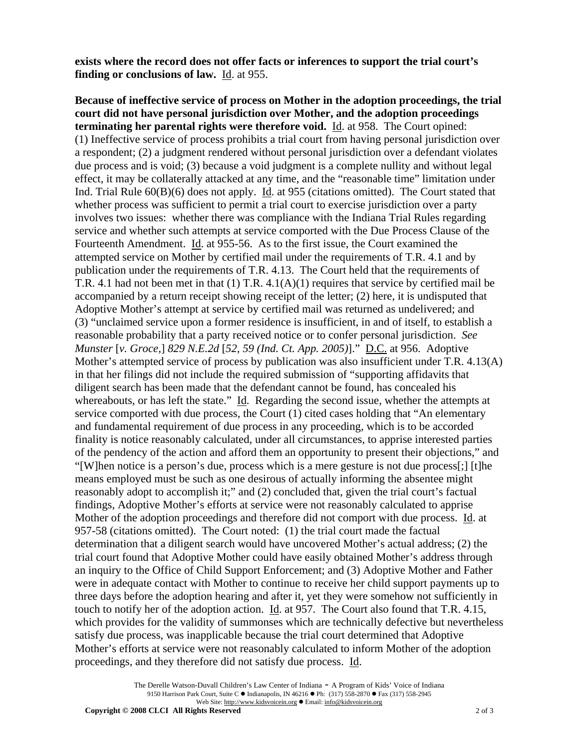**exists where the record does not offer facts or inferences to support the trial court's finding or conclusions of law.** Id. at 955.

**Because of ineffective service of process on Mother in the adoption proceedings, the trial court did not have personal jurisdiction over Mother, and the adoption proceedings terminating her parental rights were therefore void.** Id. at 958. The Court opined: (1) Ineffective service of process prohibits a trial court from having personal jurisdiction over a respondent; (2) a judgment rendered without personal jurisdiction over a defendant violates due process and is void; (3) because a void judgment is a complete nullity and without legal effect, it may be collaterally attacked at any time, and the "reasonable time" limitation under Ind. Trial Rule 60(B)(6) does not apply. Id. at 955 (citations omitted). The Court stated that whether process was sufficient to permit a trial court to exercise jurisdiction over a party involves two issues: whether there was compliance with the Indiana Trial Rules regarding service and whether such attempts at service comported with the Due Process Clause of the Fourteenth Amendment. Id. at 955-56. As to the first issue, the Court examined the attempted service on Mother by certified mail under the requirements of T.R. 4.1 and by publication under the requirements of T.R. 4.13. The Court held that the requirements of T.R. 4.1 had not been met in that (1) T.R. 4.1(A)(1) requires that service by certified mail be accompanied by a return receipt showing receipt of the letter; (2) here, it is undisputed that Adoptive Mother's attempt at service by certified mail was returned as undelivered; and (3) "unclaimed service upon a former residence is insufficient, in and of itself, to establish a reasonable probability that a party received notice or to confer personal jurisdiction. *See Munster* [*v. Groce,*] *829 N.E.2d* [*52, 59 (Ind. Ct. App. 2005)*]." D.C. at 956. Adoptive Mother's attempted service of process by publication was also insufficient under T.R. 4.13(A) in that her filings did not include the required submission of "supporting affidavits that diligent search has been made that the defendant cannot be found, has concealed his whereabouts, or has left the state." Id. Regarding the second issue, whether the attempts at service comported with due process, the Court (1) cited cases holding that "An elementary and fundamental requirement of due process in any proceeding, which is to be accorded finality is notice reasonably calculated, under all circumstances, to apprise interested parties of the pendency of the action and afford them an opportunity to present their objections," and "[W]hen notice is a person's due, process which is a mere gesture is not due process[;] [t]he means employed must be such as one desirous of actually informing the absentee might reasonably adopt to accomplish it;" and (2) concluded that, given the trial court's factual findings, Adoptive Mother's efforts at service were not reasonably calculated to apprise Mother of the adoption proceedings and therefore did not comport with due process. Id. at 957-58 (citations omitted). The Court noted: (1) the trial court made the factual determination that a diligent search would have uncovered Mother's actual address; (2) the trial court found that Adoptive Mother could have easily obtained Mother's address through an inquiry to the Office of Child Support Enforcement; and (3) Adoptive Mother and Father were in adequate contact with Mother to continue to receive her child support payments up to three days before the adoption hearing and after it, yet they were somehow not sufficiently in touch to notify her of the adoption action. Id. at 957. The Court also found that T.R. 4.15, which provides for the validity of summonses which are technically defective but nevertheless satisfy due process, was inapplicable because the trial court determined that Adoptive Mother's efforts at service were not reasonably calculated to inform Mother of the adoption proceedings, and they therefore did not satisfy due process. Id.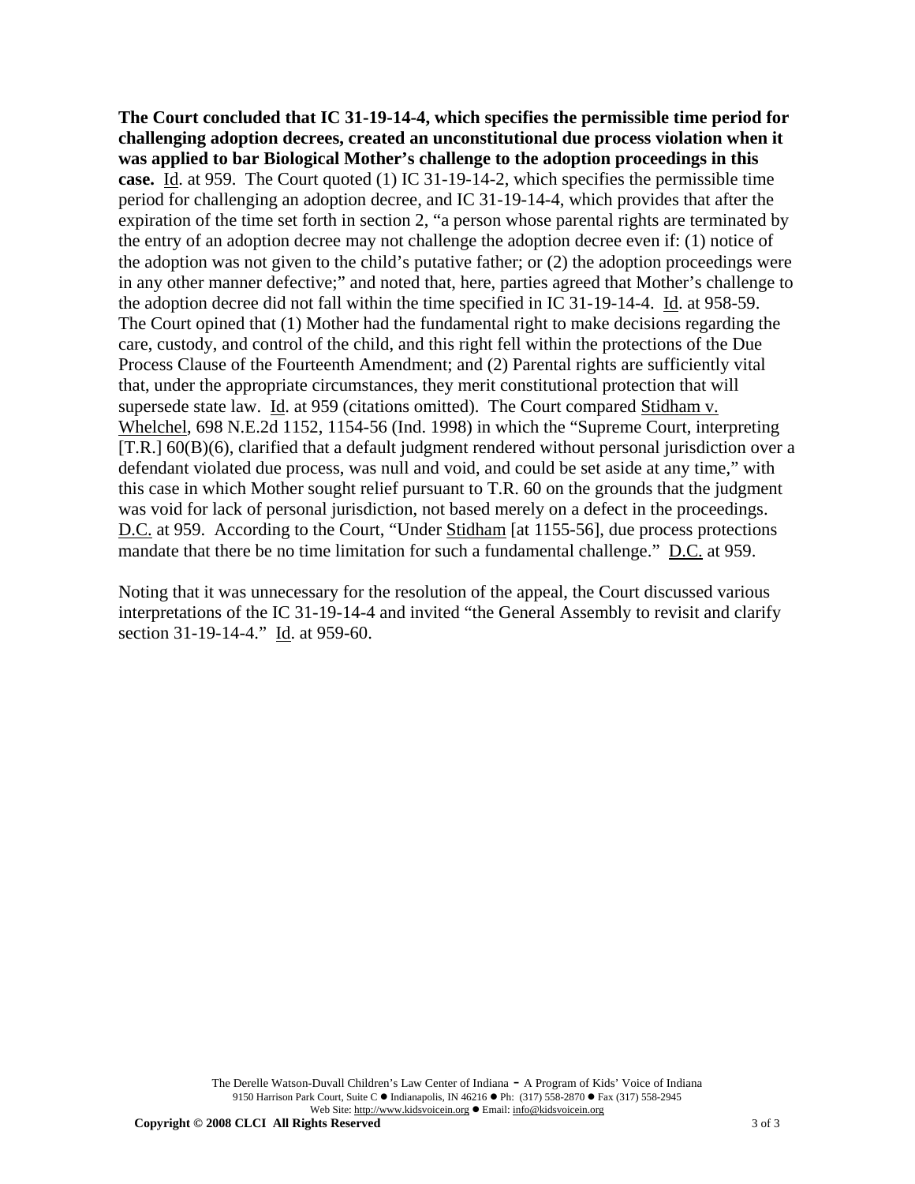**The Court concluded that IC 31-19-14-4, which specifies the permissible time period for challenging adoption decrees, created an unconstitutional due process violation when it was applied to bar Biological Mother's challenge to the adoption proceedings in this case.** Id. at 959. The Court quoted (1) IC 31-19-14-2, which specifies the permissible time period for challenging an adoption decree, and IC 31-19-14-4, which provides that after the expiration of the time set forth in section 2, "a person whose parental rights are terminated by the entry of an adoption decree may not challenge the adoption decree even if: (1) notice of the adoption was not given to the child's putative father; or (2) the adoption proceedings were in any other manner defective;" and noted that, here, parties agreed that Mother's challenge to the adoption decree did not fall within the time specified in IC 31-19-14-4. Id. at 958-59. The Court opined that (1) Mother had the fundamental right to make decisions regarding the care, custody, and control of the child, and this right fell within the protections of the Due Process Clause of the Fourteenth Amendment; and (2) Parental rights are sufficiently vital that, under the appropriate circumstances, they merit constitutional protection that will supersede state law. Id. at 959 (citations omitted). The Court compared Stidham v. Whelchel, 698 N.E.2d 1152, 1154-56 (Ind. 1998) in which the "Supreme Court, interpreting [T.R.] 60(B)(6), clarified that a default judgment rendered without personal jurisdiction over a defendant violated due process, was null and void, and could be set aside at any time," with this case in which Mother sought relief pursuant to T.R. 60 on the grounds that the judgment was void for lack of personal jurisdiction, not based merely on a defect in the proceedings. D.C. at 959. According to the Court, "Under Stidham [at 1155-56], due process protections mandate that there be no time limitation for such a fundamental challenge." D.C. at 959.

Noting that it was unnecessary for the resolution of the appeal, the Court discussed various interpretations of the IC 31-19-14-4 and invited "the General Assembly to revisit and clarify section 31-19-14-4." Id. at 959-60.